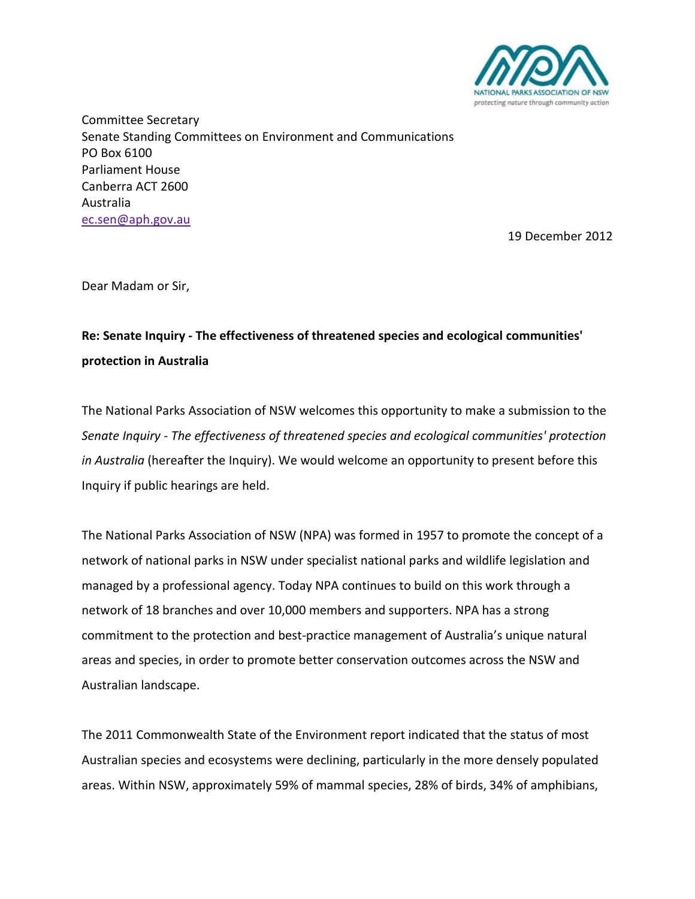Committee Secretary  
Senate Standing Committees on Environment and Communications  
PO Box 6100  
Parliament House  
Canberra ACT 2600  
Australia  
ec.sen@aph.gov.au

19 December 2012

Dear Madam or Sir,

**Re: Senate Inquiry - The effectiveness of threatened species and ecological communities' protection in Australia**

The National Parks Association of NSW welcomes this opportunity to make a submission to the *Senate Inquiry - The effectiveness of threatened species and ecological communities' protection in Australia* (hereafter the Inquiry). We would welcome an opportunity to present before this Inquiry if public hearings are held.

The National Parks Association of NSW (NPA) was formed in 1957 to promote the concept of a network of national parks in NSW under specialist national parks and wildlife legislation and managed by a professional agency. Today NPA continues to build on this work through a network of 18 branches and over 10,000 members and supporters. NPA has a strong commitment to the protection and best-practice management of Australia's unique natural areas and species, in order to promote better conservation outcomes across the NSW and Australian landscape.

The 2011 Commonwealth State of the Environment report indicated that the status of most Australian species and ecosystems were declining, particularly in the more densely populated areas. Within NSW, approximately 59% of mammal species, 28% of birds, 34% of amphibians,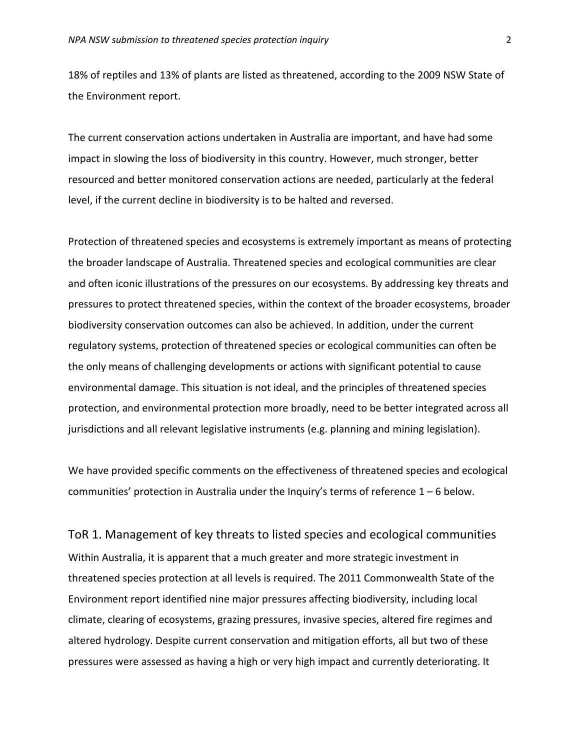18% of reptiles and 13% of plants are listed as threatened, according to the 2009 NSW State of the Environment report.

The current conservation actions undertaken in Australia are important, and have had some impact in slowing the loss of biodiversity in this country. However, much stronger, better resourced and better monitored conservation actions are needed, particularly at the federal level, if the current decline in biodiversity is to be halted and reversed.

Protection of threatened species and ecosystems is extremely important as means of protecting the broader landscape of Australia. Threatened species and ecological communities are clear and often iconic illustrations of the pressures on our ecosystems. By addressing key threats and pressures to protect threatened species, within the context of the broader ecosystems, broader biodiversity conservation outcomes can also be achieved. In addition, under the current regulatory systems, protection of threatened species or ecological communities can often be the only means of challenging developments or actions with significant potential to cause environmental damage. This situation is not ideal, and the principles of threatened species protection, and environmental protection more broadly, need to be better integrated across all jurisdictions and all relevant legislative instruments (e.g. planning and mining legislation).

We have provided specific comments on the effectiveness of threatened species and ecological communities' protection in Australia under the Inquiry's terms of reference 1 – 6 below.

## ToR 1. Management of key threats to listed species and ecological communities

Within Australia, it is apparent that a much greater and more strategic investment in threatened species protection at all levels is required. The 2011 Commonwealth State of the Environment report identified nine major pressures affecting biodiversity, including local climate, clearing of ecosystems, grazing pressures, invasive species, altered fire regimes and altered hydrology. Despite current conservation and mitigation efforts, all but two of these pressures were assessed as having a high or very high impact and currently deteriorating. It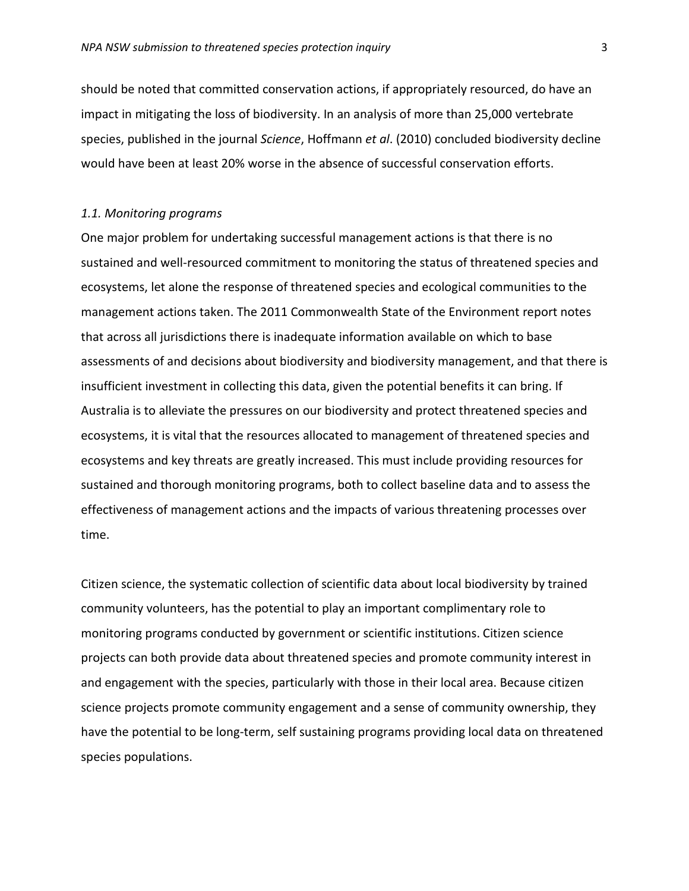should be noted that committed conservation actions, if appropriately resourced, do have an impact in mitigating the loss of biodiversity. In an analysis of more than 25,000 vertebrate species, published in the journal *Science*, Hoffmann *et al*. (2010) concluded biodiversity decline would have been at least 20% worse in the absence of successful conservation efforts.

### *1.1. Monitoring programs*

One major problem for undertaking successful management actions is that there is no sustained and well-resourced commitment to monitoring the status of threatened species and ecosystems, let alone the response of threatened species and ecological communities to the management actions taken. The 2011 Commonwealth State of the Environment report notes that across all jurisdictions there is inadequate information available on which to base assessments of and decisions about biodiversity and biodiversity management, and that there is insufficient investment in collecting this data, given the potential benefits it can bring. If Australia is to alleviate the pressures on our biodiversity and protect threatened species and ecosystems, it is vital that the resources allocated to management of threatened species and ecosystems and key threats are greatly increased. This must include providing resources for sustained and thorough monitoring programs, both to collect baseline data and to assess the effectiveness of management actions and the impacts of various threatening processes over time.

Citizen science, the systematic collection of scientific data about local biodiversity by trained community volunteers, has the potential to play an important complimentary role to monitoring programs conducted by government or scientific institutions. Citizen science projects can both provide data about threatened species and promote community interest in and engagement with the species, particularly with those in their local area. Because citizen science projects promote community engagement and a sense of community ownership, they have the potential to be long-term, self sustaining programs providing local data on threatened species populations.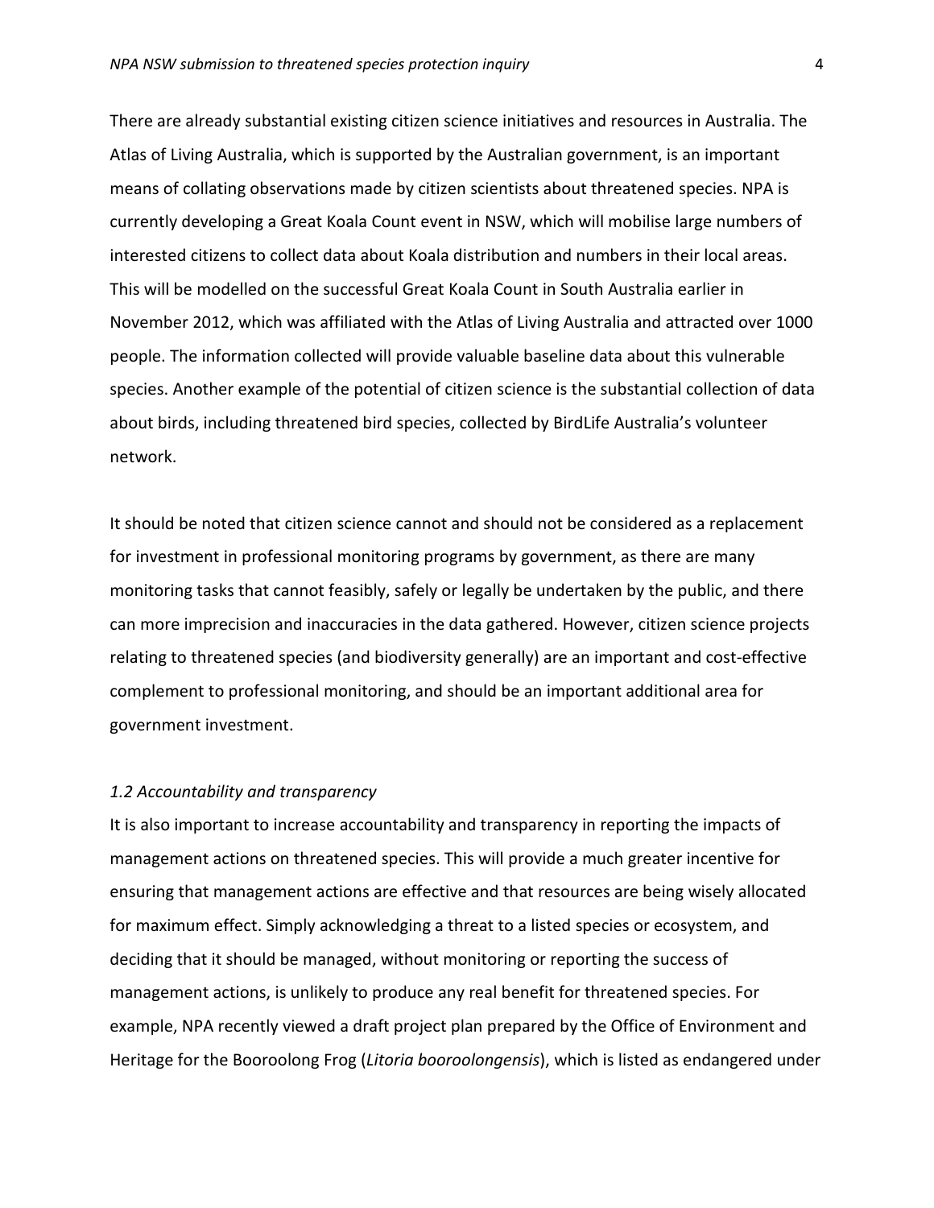There are already substantial existing citizen science initiatives and resources in Australia. The Atlas of Living Australia, which is supported by the Australian government, is an important means of collating observations made by citizen scientists about threatened species. NPA is currently developing a Great Koala Count event in NSW, which will mobilise large numbers of interested citizens to collect data about Koala distribution and numbers in their local areas. This will be modelled on the successful Great Koala Count in South Australia earlier in November 2012, which was affiliated with the Atlas of Living Australia and attracted over 1000 people. The information collected will provide valuable baseline data about this vulnerable species. Another example of the potential of citizen science is the substantial collection of data about birds, including threatened bird species, collected by BirdLife Australia's volunteer network.

It should be noted that citizen science cannot and should not be considered as a replacement for investment in professional monitoring programs by government, as there are many monitoring tasks that cannot feasibly, safely or legally be undertaken by the public, and there can more imprecision and inaccuracies in the data gathered. However, citizen science projects relating to threatened species (and biodiversity generally) are an important and cost-effective complement to professional monitoring, and should be an important additional area for government investment.

*1.2 Accountability and transparency*

It is also important to increase accountability and transparency in reporting the impacts of management actions on threatened species. This will provide a much greater incentive for ensuring that management actions are effective and that resources are being wisely allocated for maximum effect. Simply acknowledging a threat to a listed species or ecosystem, and deciding that it should be managed, without monitoring or reporting the success of management actions, is unlikely to produce any real benefit for threatened species. For example, NPA recently viewed a draft project plan prepared by the Office of Environment and Heritage for the Booroolong Frog (*Litoria booroolongensis*), which is listed as endangered under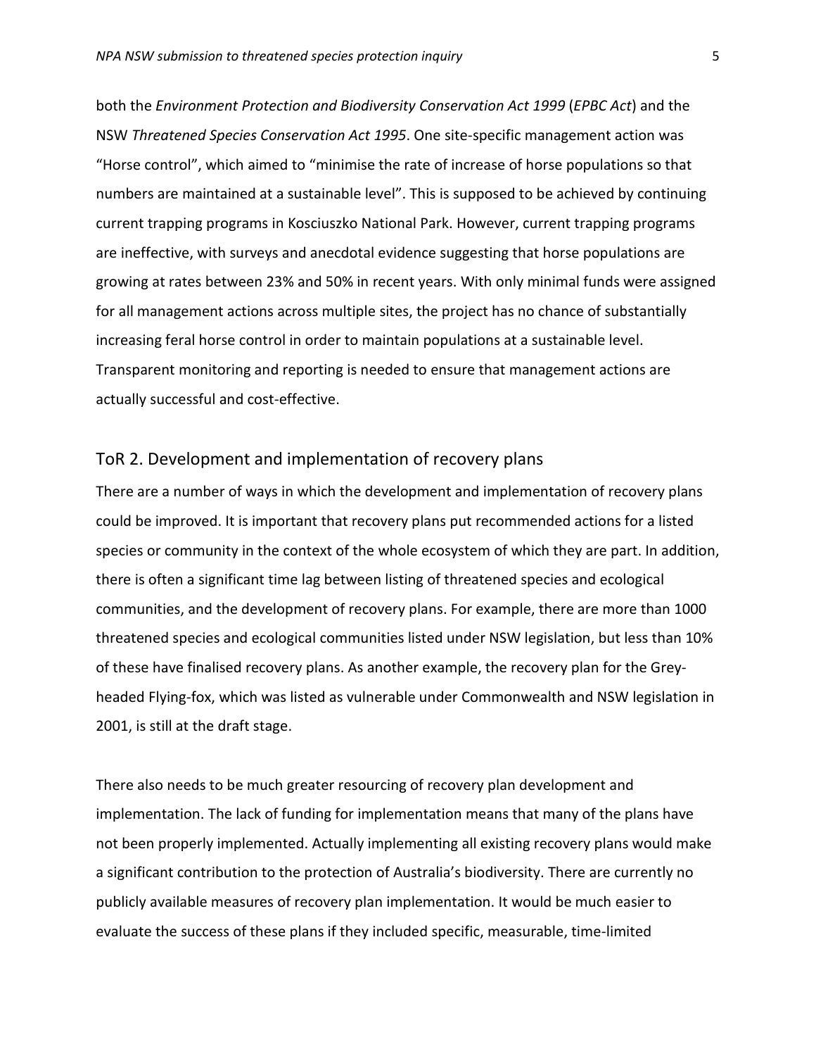both the *Environment Protection and Biodiversity Conservation Act 1999* (*EPBC Act*) and the NSW *Threatened Species Conservation Act 1995*. One site-specific management action was "Horse control", which aimed to "minimise the rate of increase of horse populations so that numbers are maintained at a sustainable level". This is supposed to be achieved by continuing current trapping programs in Kosciuszko National Park. However, current trapping programs are ineffective, with surveys and anecdotal evidence suggesting that horse populations are growing at rates between 23% and 50% in recent years. With only minimal funds were assigned for all management actions across multiple sites, the project has no chance of substantially increasing feral horse control in order to maintain populations at a sustainable level. Transparent monitoring and reporting is needed to ensure that management actions are actually successful and cost-effective.

## ToR 2. Development and implementation of recovery plans

There are a number of ways in which the development and implementation of recovery plans could be improved. It is important that recovery plans put recommended actions for a listed species or community in the context of the whole ecosystem of which they are part. In addition, there is often a significant time lag between listing of threatened species and ecological communities, and the development of recovery plans. For example, there are more than 1000 threatened species and ecological communities listed under NSW legislation, but less than 10% of these have finalised recovery plans. As another example, the recovery plan for the Grey-headed Flying-fox, which was listed as vulnerable under Commonwealth and NSW legislation in 2001, is still at the draft stage.

There also needs to be much greater resourcing of recovery plan development and implementation. The lack of funding for implementation means that many of the plans have not been properly implemented. Actually implementing all existing recovery plans would make a significant contribution to the protection of Australia's biodiversity. There are currently no publicly available measures of recovery plan implementation. It would be much easier to evaluate the success of these plans if they included specific, measurable, time-limited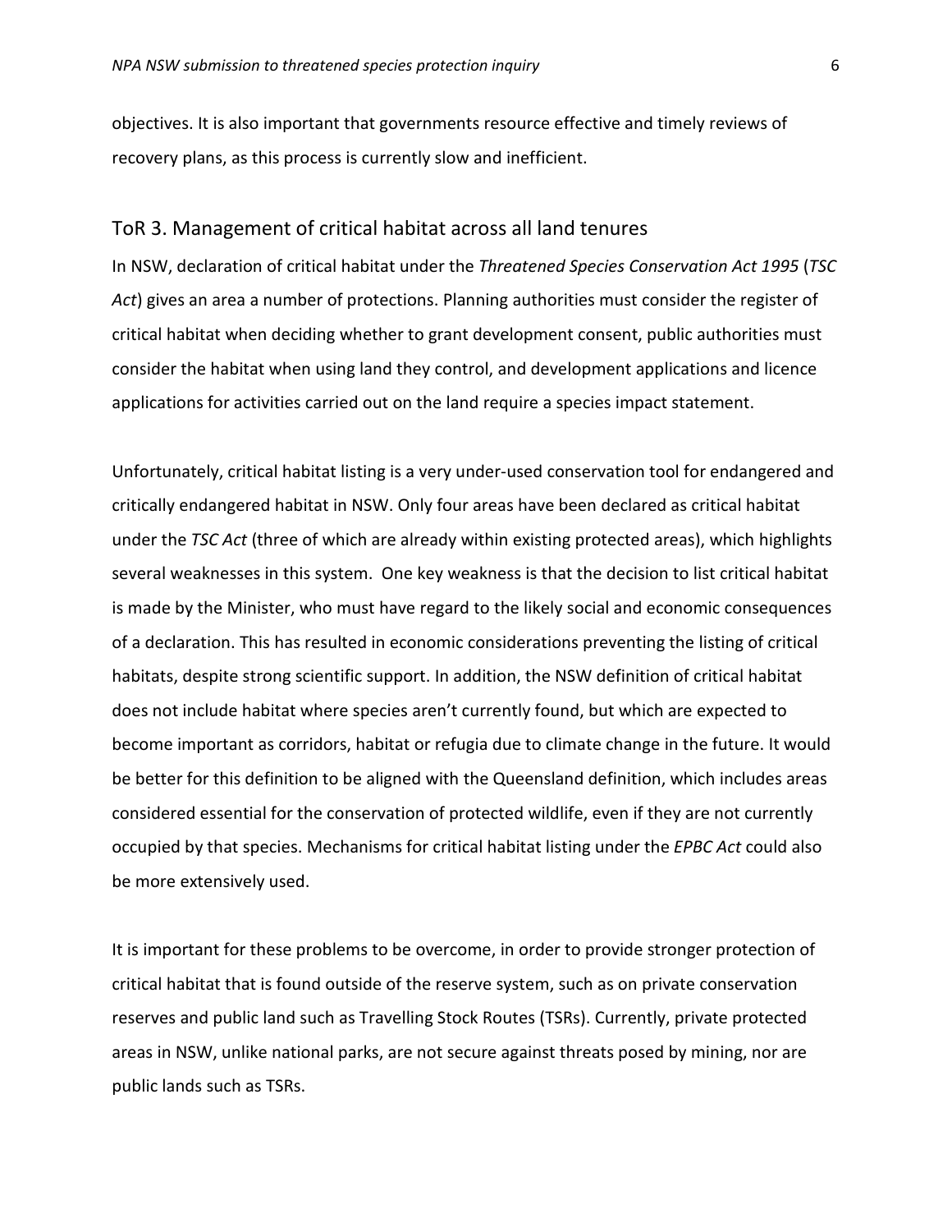objectives. It is also important that governments resource effective and timely reviews of recovery plans, as this process is currently slow and inefficient.

## ToR 3. Management of critical habitat across all land tenures

In NSW, declaration of critical habitat under the *Threatened Species Conservation Act 1995* (*TSC Act*) gives an area a number of protections. Planning authorities must consider the register of critical habitat when deciding whether to grant development consent, public authorities must consider the habitat when using land they control, and development applications and licence applications for activities carried out on the land require a species impact statement.

Unfortunately, critical habitat listing is a very under-used conservation tool for endangered and critically endangered habitat in NSW. Only four areas have been declared as critical habitat under the *TSC Act* (three of which are already within existing protected areas), which highlights several weaknesses in this system. One key weakness is that the decision to list critical habitat is made by the Minister, who must have regard to the likely social and economic consequences of a declaration. This has resulted in economic considerations preventing the listing of critical habitats, despite strong scientific support. In addition, the NSW definition of critical habitat does not include habitat where species aren't currently found, but which are expected to become important as corridors, habitat or refugia due to climate change in the future. It would be better for this definition to be aligned with the Queensland definition, which includes areas considered essential for the conservation of protected wildlife, even if they are not currently occupied by that species. Mechanisms for critical habitat listing under the *EPBC Act* could also be more extensively used.

It is important for these problems to be overcome, in order to provide stronger protection of critical habitat that is found outside of the reserve system, such as on private conservation reserves and public land such as Travelling Stock Routes (TSRs). Currently, private protected areas in NSW, unlike national parks, are not secure against threats posed by mining, nor are public lands such as TSRs.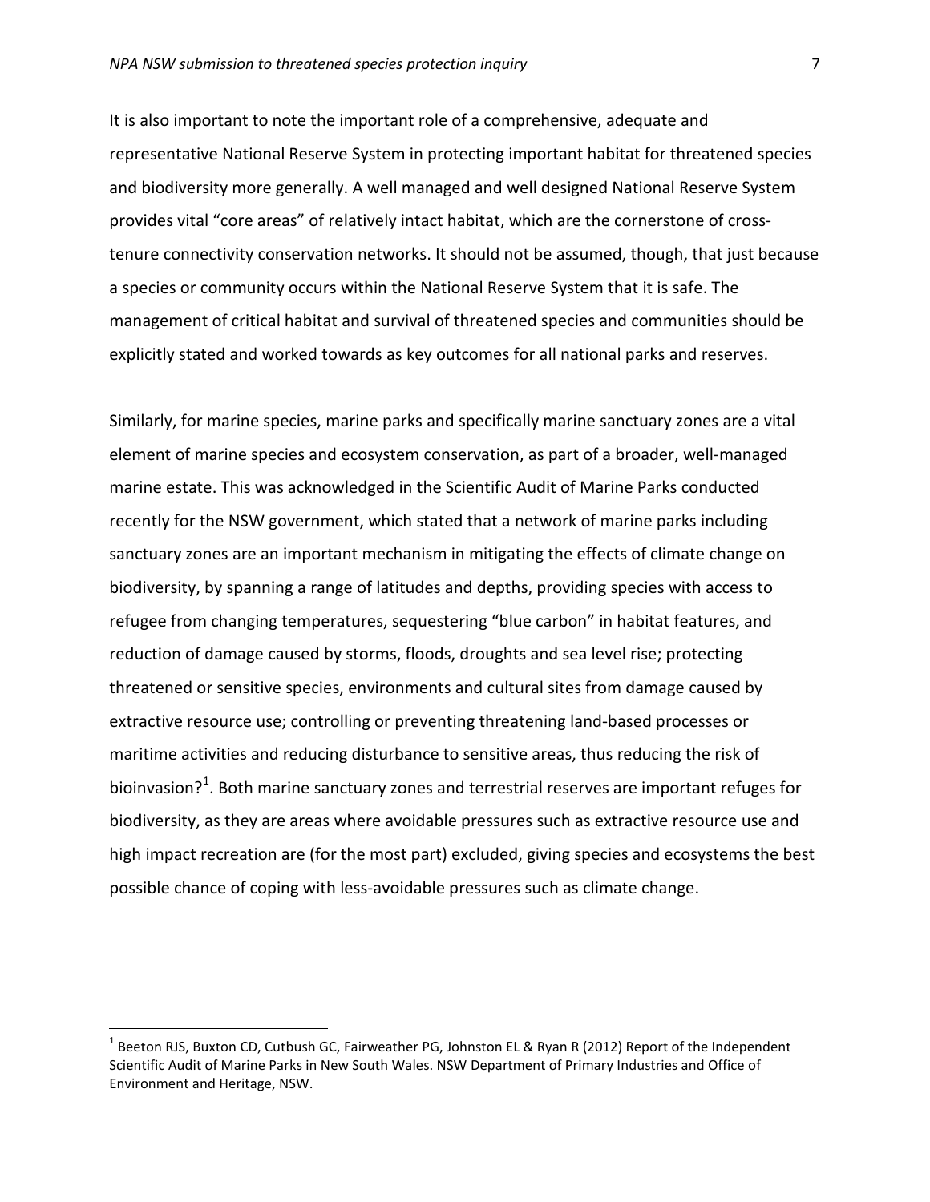It is also important to note the important role of a comprehensive, adequate and representative National Reserve System in protecting important habitat for threatened species and biodiversity more generally. A well managed and well designed National Reserve System provides vital "core areas" of relatively intact habitat, which are the cornerstone of cross-tenure connectivity conservation networks. It should not be assumed, though, that just because a species or community occurs within the National Reserve System that it is safe. The management of critical habitat and survival of threatened species and communities should be explicitly stated and worked towards as key outcomes for all national parks and reserves.

Similarly, for marine species, marine parks and specifically marine sanctuary zones are a vital element of marine species and ecosystem conservation, as part of a broader, well-managed marine estate. This was acknowledged in the Scientific Audit of Marine Parks conducted recently for the NSW government, which stated that a network of marine parks including sanctuary zones are an important mechanism in mitigating the effects of climate change on biodiversity, by spanning a range of latitudes and depths, providing species with access to refugee from changing temperatures, sequestering "blue carbon" in habitat features, and reduction of damage caused by storms, floods, droughts and sea level rise; protecting threatened or sensitive species, environments and cultural sites from damage caused by extractive resource use; controlling or preventing threatening land-based processes or maritime activities and reducing disturbance to sensitive areas, thus reducing the risk of bioinvasion?[1]. Both marine sanctuary zones and terrestrial reserves are important refuges for biodiversity, as they are areas where avoidable pressures such as extractive resource use and high impact recreation are (for the most part) excluded, giving species and ecosystems the best possible chance of coping with less-avoidable pressures such as climate change.

---

[1] Beeton RJS, Buxton CD, Cutbush GC, Fairweather PG, Johnston EL & Ryan R (2012) Report of the Independent Scientific Audit of Marine Parks in New South Wales. NSW Department of Primary Industries and Office of Environment and Heritage, NSW.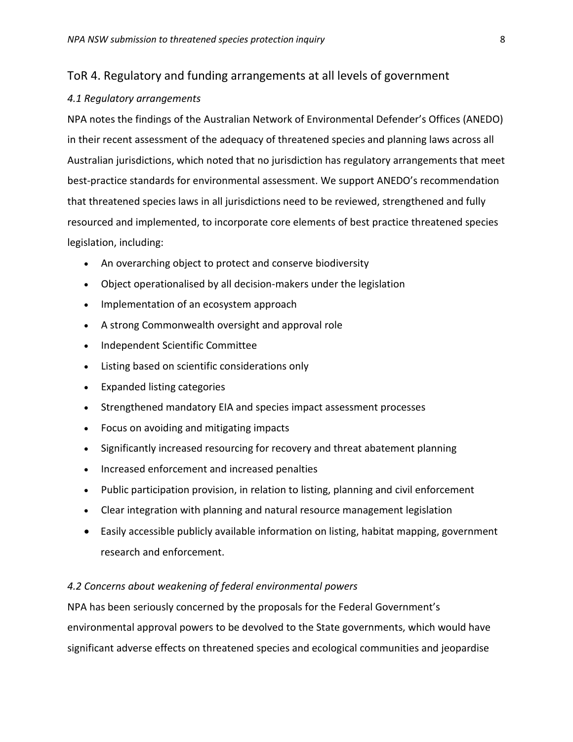## ToR 4. Regulatory and funding arrangements at all levels of government

### *4.1 Regulatory arrangements*

NPA notes the findings of the Australian Network of Environmental Defender's Offices (ANEDO) in their recent assessment of the adequacy of threatened species and planning laws across all Australian jurisdictions, which noted that no jurisdiction has regulatory arrangements that meet best-practice standards for environmental assessment. We support ANEDO's recommendation that threatened species laws in all jurisdictions need to be reviewed, strengthened and fully resourced and implemented, to incorporate core elements of best practice threatened species legislation, including:

- An overarching object to protect and conserve biodiversity
- Object operationalised by all decision-makers under the legislation
- Implementation of an ecosystem approach
- A strong Commonwealth oversight and approval role
- Independent Scientific Committee
- Listing based on scientific considerations only
- Expanded listing categories
- Strengthened mandatory EIA and species impact assessment processes
- Focus on avoiding and mitigating impacts
- Significantly increased resourcing for recovery and threat abatement planning
- Increased enforcement and increased penalties
- Public participation provision, in relation to listing, planning and civil enforcement
- Clear integration with planning and natural resource management legislation
- Easily accessible publicly available information on listing, habitat mapping, government research and enforcement.

### *4.2 Concerns about weakening of federal environmental powers*

NPA has been seriously concerned by the proposals for the Federal Government's environmental approval powers to be devolved to the State governments, which would have significant adverse effects on threatened species and ecological communities and jeopardise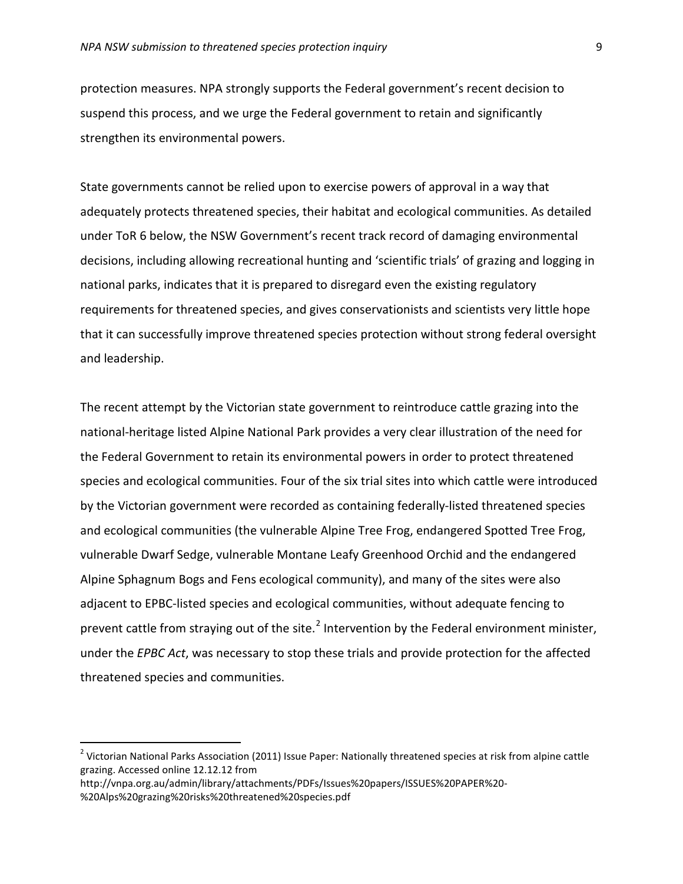protection measures. NPA strongly supports the Federal government's recent decision to suspend this process, and we urge the Federal government to retain and significantly strengthen its environmental powers.

State governments cannot be relied upon to exercise powers of approval in a way that adequately protects threatened species, their habitat and ecological communities. As detailed under ToR 6 below, the NSW Government's recent track record of damaging environmental decisions, including allowing recreational hunting and 'scientific trials' of grazing and logging in national parks, indicates that it is prepared to disregard even the existing regulatory requirements for threatened species, and gives conservationists and scientists very little hope that it can successfully improve threatened species protection without strong federal oversight and leadership.

The recent attempt by the Victorian state government to reintroduce cattle grazing into the national-heritage listed Alpine National Park provides a very clear illustration of the need for the Federal Government to retain its environmental powers in order to protect threatened species and ecological communities. Four of the six trial sites into which cattle were introduced by the Victorian government were recorded as containing federally-listed threatened species and ecological communities (the vulnerable Alpine Tree Frog, endangered Spotted Tree Frog, vulnerable Dwarf Sedge, vulnerable Montane Leafy Greenhood Orchid and the endangered Alpine Sphagnum Bogs and Fens ecological community), and many of the sites were also adjacent to EPBC-listed species and ecological communities, without adequate fencing to prevent cattle from straying out of the site.[2] Intervention by the Federal environment minister, under the *EPBC Act*, was necessary to stop these trials and provide protection for the affected threatened species and communities.

---

[2] Victorian National Parks Association (2011) Issue Paper: Nationally threatened species at risk from alpine cattle grazing. Accessed online 12.12.12 from http://vnpa.org.au/admin/library/attachments/PDFs/Issues%20papers/ISSUES%20PAPER%20-%20Alps%20grazing%20risks%20threatened%20species.pdf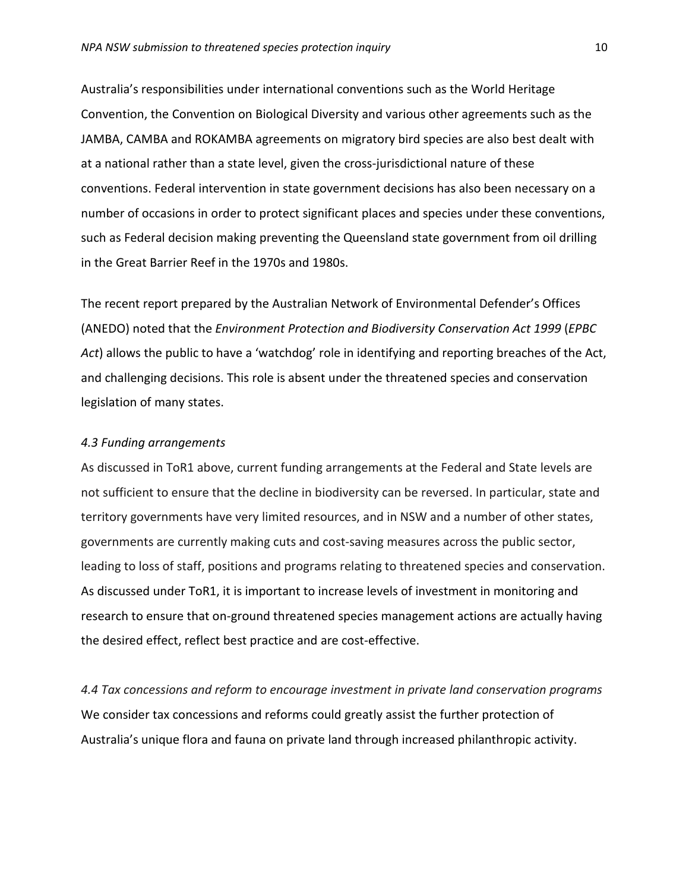Australia's responsibilities under international conventions such as the World Heritage Convention, the Convention on Biological Diversity and various other agreements such as the JAMBA, CAMBA and ROKAMBA agreements on migratory bird species are also best dealt with at a national rather than a state level, given the cross-jurisdictional nature of these conventions. Federal intervention in state government decisions has also been necessary on a number of occasions in order to protect significant places and species under these conventions, such as Federal decision making preventing the Queensland state government from oil drilling in the Great Barrier Reef in the 1970s and 1980s.

The recent report prepared by the Australian Network of Environmental Defender's Offices (ANEDO) noted that the *Environment Protection and Biodiversity Conservation Act 1999* (*EPBC Act*) allows the public to have a 'watchdog' role in identifying and reporting breaches of the Act, and challenging decisions. This role is absent under the threatened species and conservation legislation of many states.

*4.3 Funding arrangements*

As discussed in ToR1 above, current funding arrangements at the Federal and State levels are not sufficient to ensure that the decline in biodiversity can be reversed. In particular, state and territory governments have very limited resources, and in NSW and a number of other states, governments are currently making cuts and cost-saving measures across the public sector, leading to loss of staff, positions and programs relating to threatened species and conservation. As discussed under ToR1, it is important to increase levels of investment in monitoring and research to ensure that on-ground threatened species management actions are actually having the desired effect, reflect best practice and are cost-effective.

*4.4 Tax concessions and reform to encourage investment in private land conservation programs*

We consider tax concessions and reforms could greatly assist the further protection of Australia's unique flora and fauna on private land through increased philanthropic activity.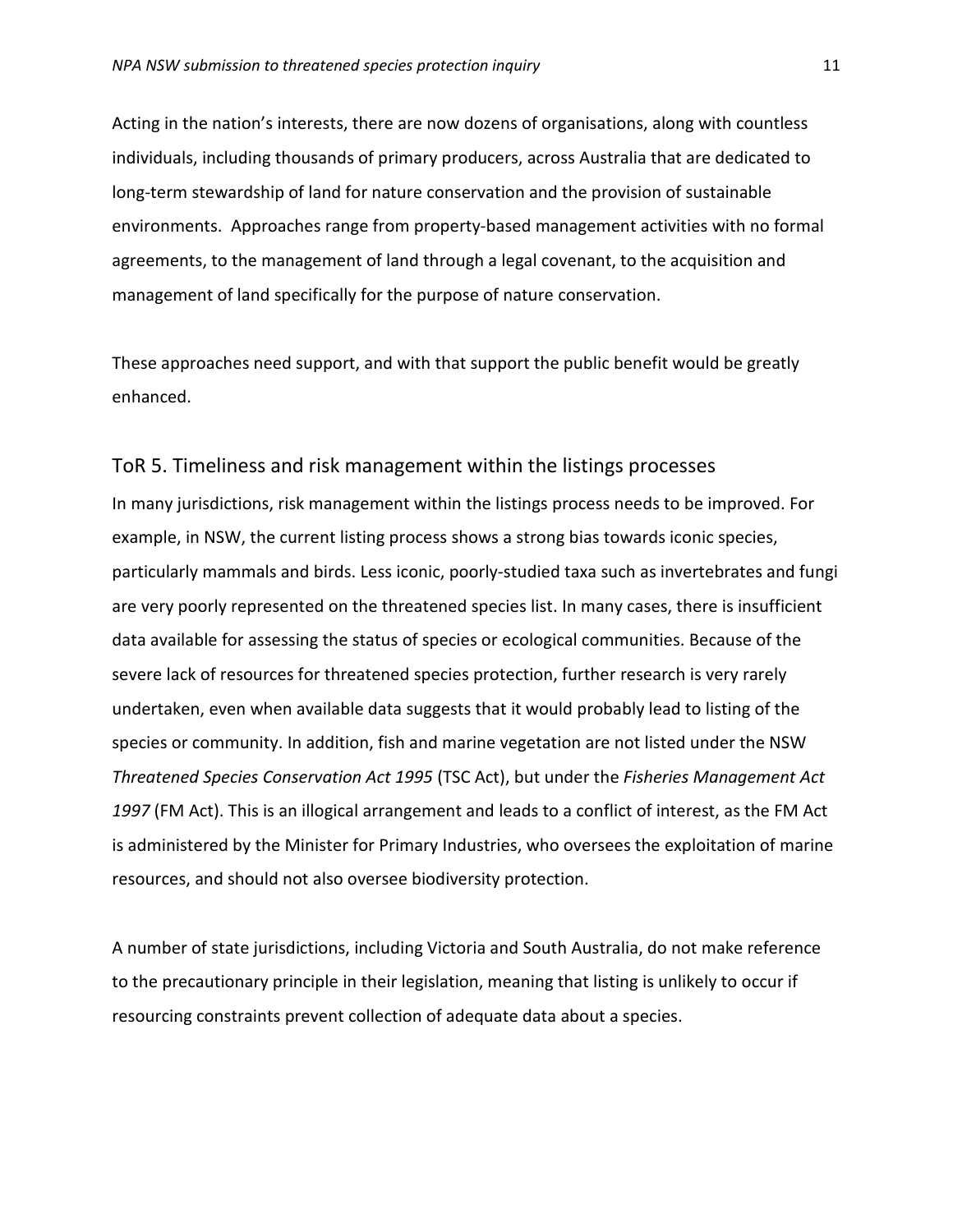Acting in the nation's interests, there are now dozens of organisations, along with countless individuals, including thousands of primary producers, across Australia that are dedicated to long-term stewardship of land for nature conservation and the provision of sustainable environments. Approaches range from property-based management activities with no formal agreements, to the management of land through a legal covenant, to the acquisition and management of land specifically for the purpose of nature conservation.

These approaches need support, and with that support the public benefit would be greatly enhanced.

## ToR 5. Timeliness and risk management within the listings processes

In many jurisdictions, risk management within the listings process needs to be improved. For example, in NSW, the current listing process shows a strong bias towards iconic species, particularly mammals and birds. Less iconic, poorly-studied taxa such as invertebrates and fungi are very poorly represented on the threatened species list. In many cases, there is insufficient data available for assessing the status of species or ecological communities. Because of the severe lack of resources for threatened species protection, further research is very rarely undertaken, even when available data suggests that it would probably lead to listing of the species or community. In addition, fish and marine vegetation are not listed under the NSW *Threatened Species Conservation Act 1995* (TSC Act), but under the *Fisheries Management Act 1997* (FM Act). This is an illogical arrangement and leads to a conflict of interest, as the FM Act is administered by the Minister for Primary Industries, who oversees the exploitation of marine resources, and should not also oversee biodiversity protection.

A number of state jurisdictions, including Victoria and South Australia, do not make reference to the precautionary principle in their legislation, meaning that listing is unlikely to occur if resourcing constraints prevent collection of adequate data about a species.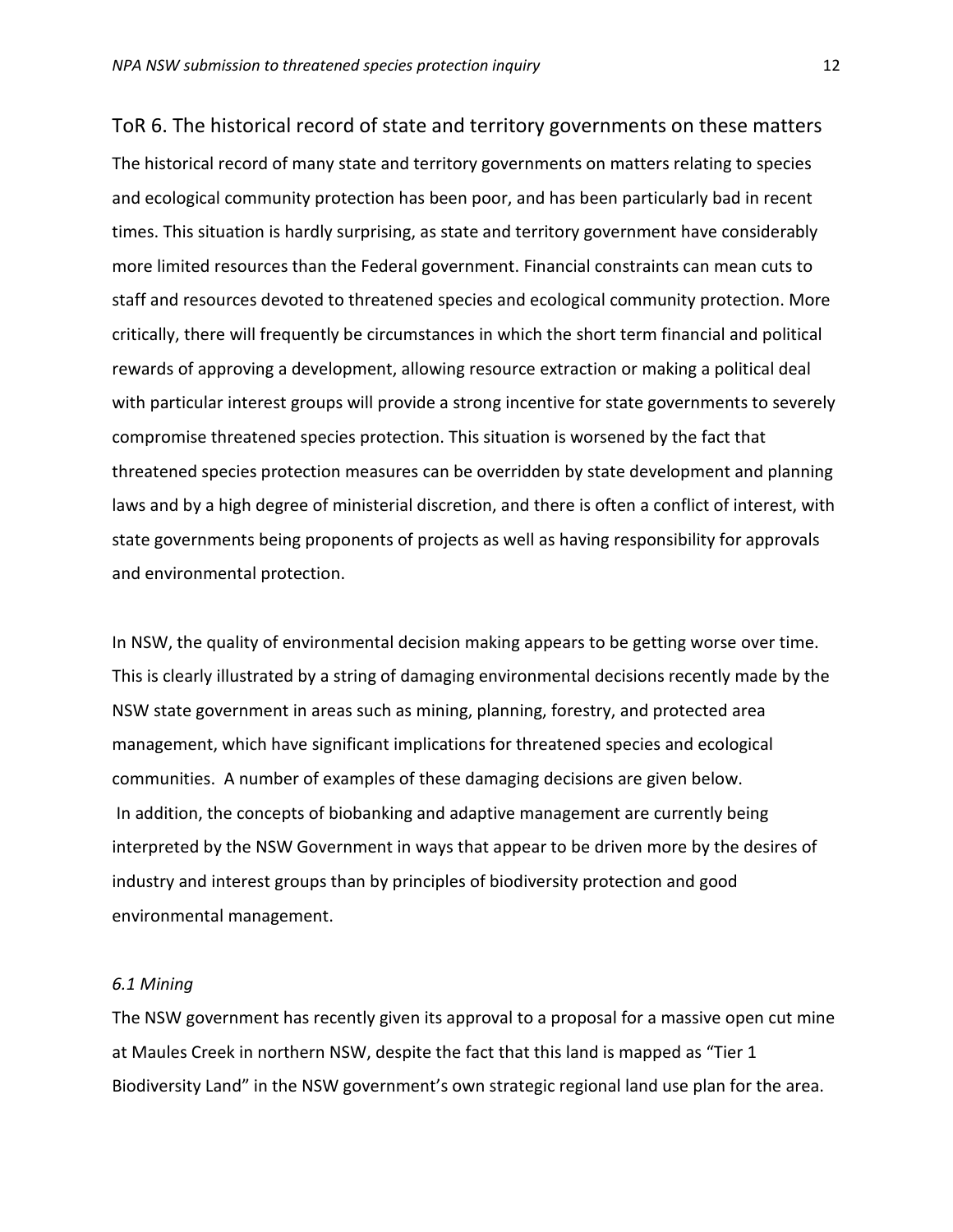## ToR 6. The historical record of state and territory governments on these matters

The historical record of many state and territory governments on matters relating to species and ecological community protection has been poor, and has been particularly bad in recent times. This situation is hardly surprising, as state and territory government have considerably more limited resources than the Federal government. Financial constraints can mean cuts to staff and resources devoted to threatened species and ecological community protection. More critically, there will frequently be circumstances in which the short term financial and political rewards of approving a development, allowing resource extraction or making a political deal with particular interest groups will provide a strong incentive for state governments to severely compromise threatened species protection. This situation is worsened by the fact that threatened species protection measures can be overridden by state development and planning laws and by a high degree of ministerial discretion, and there is often a conflict of interest, with state governments being proponents of projects as well as having responsibility for approvals and environmental protection.

In NSW, the quality of environmental decision making appears to be getting worse over time. This is clearly illustrated by a string of damaging environmental decisions recently made by the NSW state government in areas such as mining, planning, forestry, and protected area management, which have significant implications for threatened species and ecological communities. A number of examples of these damaging decisions are given below.
In addition, the concepts of biobanking and adaptive management are currently being interpreted by the NSW Government in ways that appear to be driven more by the desires of industry and interest groups than by principles of biodiversity protection and good environmental management.

### *6.1 Mining*

The NSW government has recently given its approval to a proposal for a massive open cut mine at Maules Creek in northern NSW, despite the fact that this land is mapped as "Tier 1 Biodiversity Land" in the NSW government's own strategic regional land use plan for the area.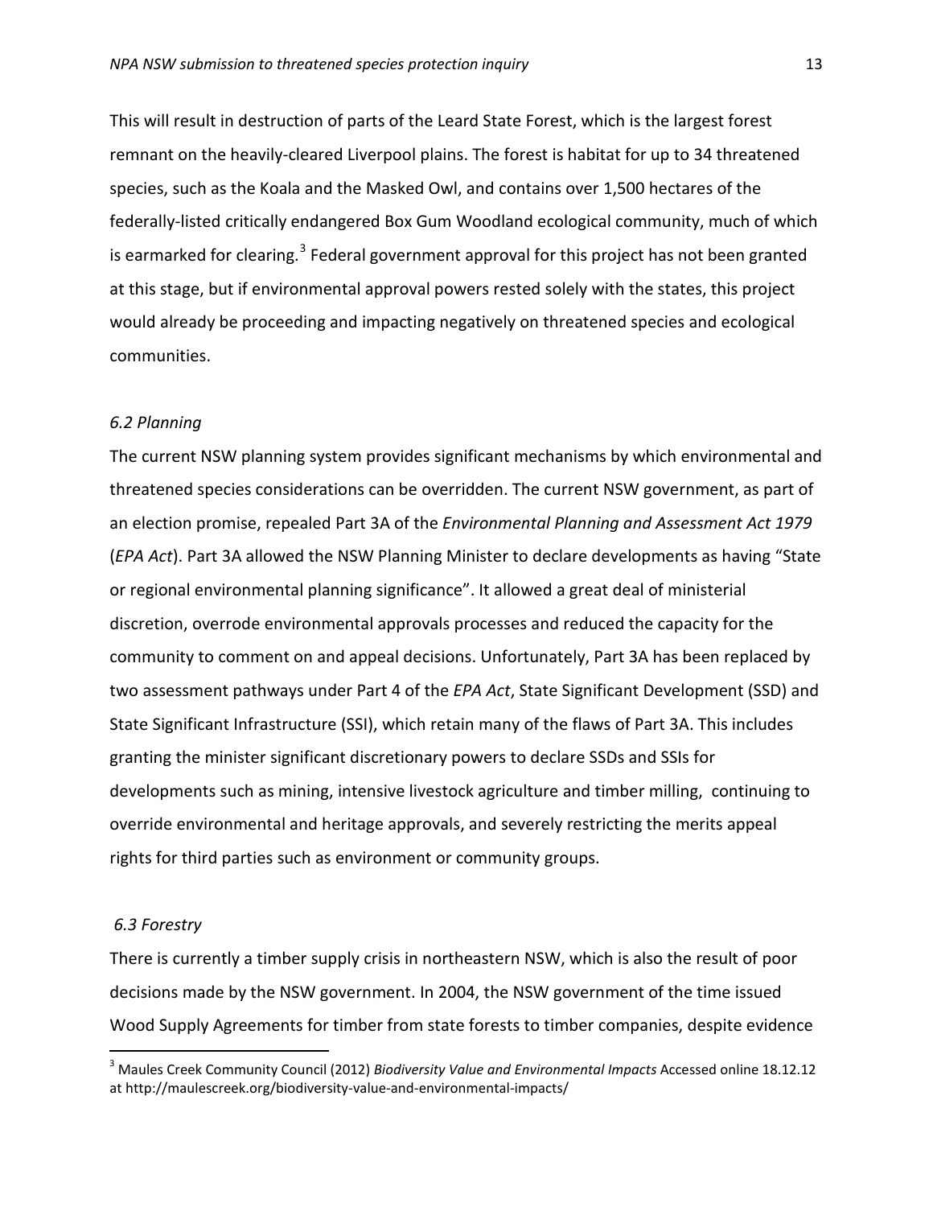This will result in destruction of parts of the Leard State Forest, which is the largest forest remnant on the heavily-cleared Liverpool plains. The forest is habitat for up to 34 threatened species, such as the Koala and the Masked Owl, and contains over 1,500 hectares of the federally-listed critically endangered Box Gum Woodland ecological community, much of which is earmarked for clearing.[3] Federal government approval for this project has not been granted at this stage, but if environmental approval powers rested solely with the states, this project would already be proceeding and impacting negatively on threatened species and ecological communities.

### *6.2 Planning*

The current NSW planning system provides significant mechanisms by which environmental and threatened species considerations can be overridden. The current NSW government, as part of an election promise, repealed Part 3A of the *Environmental Planning and Assessment Act 1979* (*EPA Act*). Part 3A allowed the NSW Planning Minister to declare developments as having "State or regional environmental planning significance". It allowed a great deal of ministerial discretion, overrode environmental approvals processes and reduced the capacity for the community to comment on and appeal decisions. Unfortunately, Part 3A has been replaced by two assessment pathways under Part 4 of the *EPA Act*, State Significant Development (SSD) and State Significant Infrastructure (SSI), which retain many of the flaws of Part 3A. This includes granting the minister significant discretionary powers to declare SSDs and SSIs for developments such as mining, intensive livestock agriculture and timber milling, continuing to override environmental and heritage approvals, and severely restricting the merits appeal rights for third parties such as environment or community groups.

### *6.3 Forestry*

There is currently a timber supply crisis in northeastern NSW, which is also the result of poor decisions made by the NSW government. In 2004, the NSW government of the time issued Wood Supply Agreements for timber from state forests to timber companies, despite evidence

---

[3] Maules Creek Community Council (2012) *Biodiversity Value and Environmental Impacts* Accessed online 18.12.12 at http://maulescreek.org/biodiversity-value-and-environmental-impacts/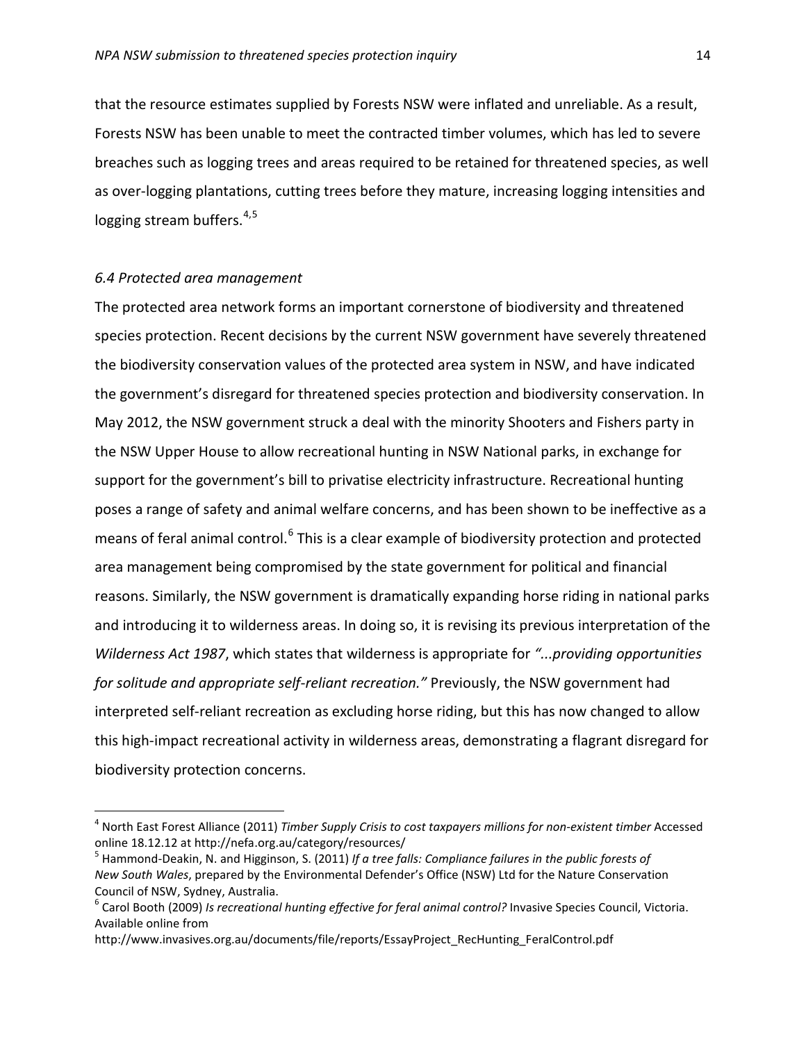that the resource estimates supplied by Forests NSW were inflated and unreliable. As a result, Forests NSW has been unable to meet the contracted timber volumes, which has led to severe breaches such as logging trees and areas required to be retained for threatened species, as well as over-logging plantations, cutting trees before they mature, increasing logging intensities and logging stream buffers.[4,5]

*6.4 Protected area management*

The protected area network forms an important cornerstone of biodiversity and threatened species protection. Recent decisions by the current NSW government have severely threatened the biodiversity conservation values of the protected area system in NSW, and have indicated the government's disregard for threatened species protection and biodiversity conservation. In May 2012, the NSW government struck a deal with the minority Shooters and Fishers party in the NSW Upper House to allow recreational hunting in NSW National parks, in exchange for support for the government's bill to privatise electricity infrastructure. Recreational hunting poses a range of safety and animal welfare concerns, and has been shown to be ineffective as a means of feral animal control.[6] This is a clear example of biodiversity protection and protected area management being compromised by the state government for political and financial reasons. Similarly, the NSW government is dramatically expanding horse riding in national parks and introducing it to wilderness areas. In doing so, it is revising its previous interpretation of the *Wilderness Act 1987*, which states that wilderness is appropriate for *"...providing opportunities for solitude and appropriate self-reliant recreation."* Previously, the NSW government had interpreted self-reliant recreation as excluding horse riding, but this has now changed to allow this high-impact recreational activity in wilderness areas, demonstrating a flagrant disregard for biodiversity protection concerns.

---

[4] North East Forest Alliance (2011) *Timber Supply Crisis to cost taxpayers millions for non-existent timber* Accessed online 18.12.12 at http://nefa.org.au/category/resources/

[5] Hammond-Deakin, N. and Higginson, S. (2011) *If a tree falls: Compliance failures in the public forests of New South Wales*, prepared by the Environmental Defender's Office (NSW) Ltd for the Nature Conservation Council of NSW, Sydney, Australia.

[6] Carol Booth (2009) *Is recreational hunting effective for feral animal control?* Invasive Species Council, Victoria. Available online from http://www.invasives.org.au/documents/file/reports/EssayProject_RecHunting_FeralControl.pdf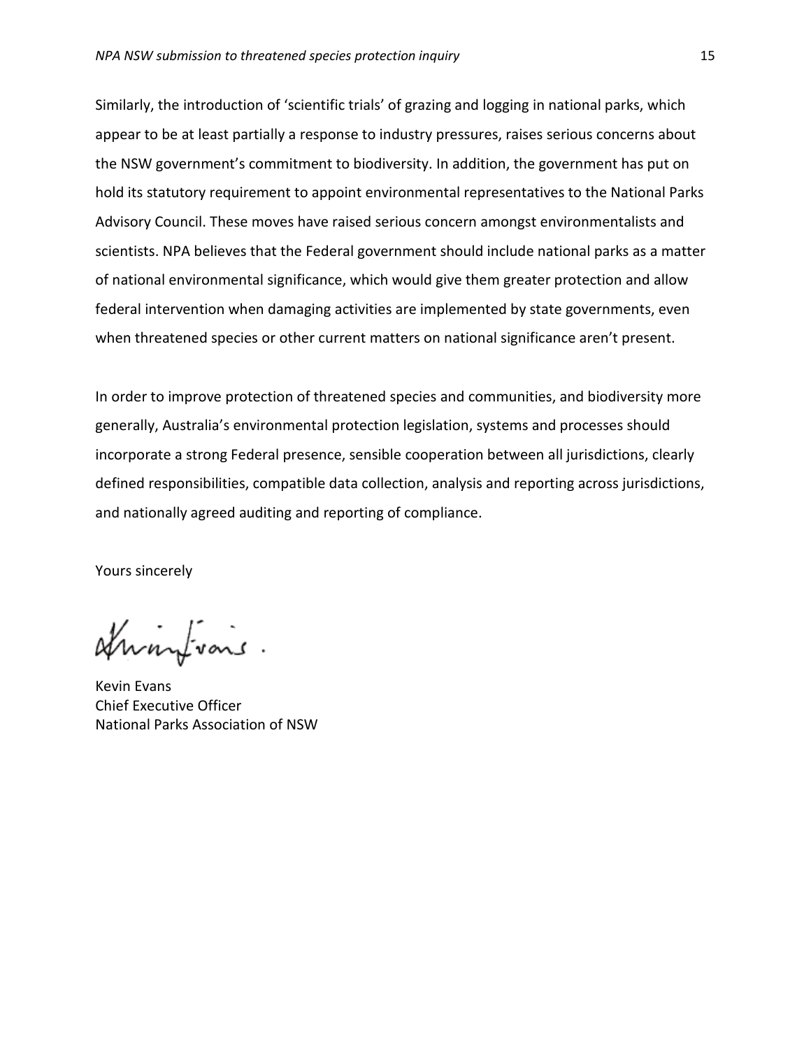Similarly, the introduction of 'scientific trials' of grazing and logging in national parks, which appear to be at least partially a response to industry pressures, raises serious concerns about the NSW government's commitment to biodiversity. In addition, the government has put on hold its statutory requirement to appoint environmental representatives to the National Parks Advisory Council. These moves have raised serious concern amongst environmentalists and scientists. NPA believes that the Federal government should include national parks as a matter of national environmental significance, which would give them greater protection and allow federal intervention when damaging activities are implemented by state governments, even when threatened species or other current matters on national significance aren't present.

In order to improve protection of threatened species and communities, and biodiversity more generally, Australia's environmental protection legislation, systems and processes should incorporate a strong Federal presence, sensible cooperation between all jurisdictions, clearly defined responsibilities, compatible data collection, analysis and reporting across jurisdictions, and nationally agreed auditing and reporting of compliance.

Yours sincerely

Kevin Evans
Chief Executive Officer
National Parks Association of NSW